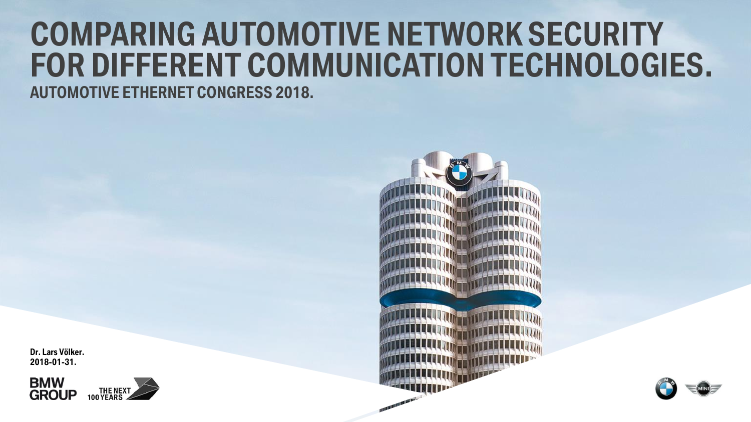# COMPARING AUTOMOTIVE NETWORK SECURITY FOR DIFFERENT COMMUNICATION TECHNOLOGIES.

## AUTOMOTIVE ETHERNET CONGRESS 2018.

**Dr. Lars Völker.**
**2018-01-31.**

BMW GROUP

THE NEXT 100 YEARS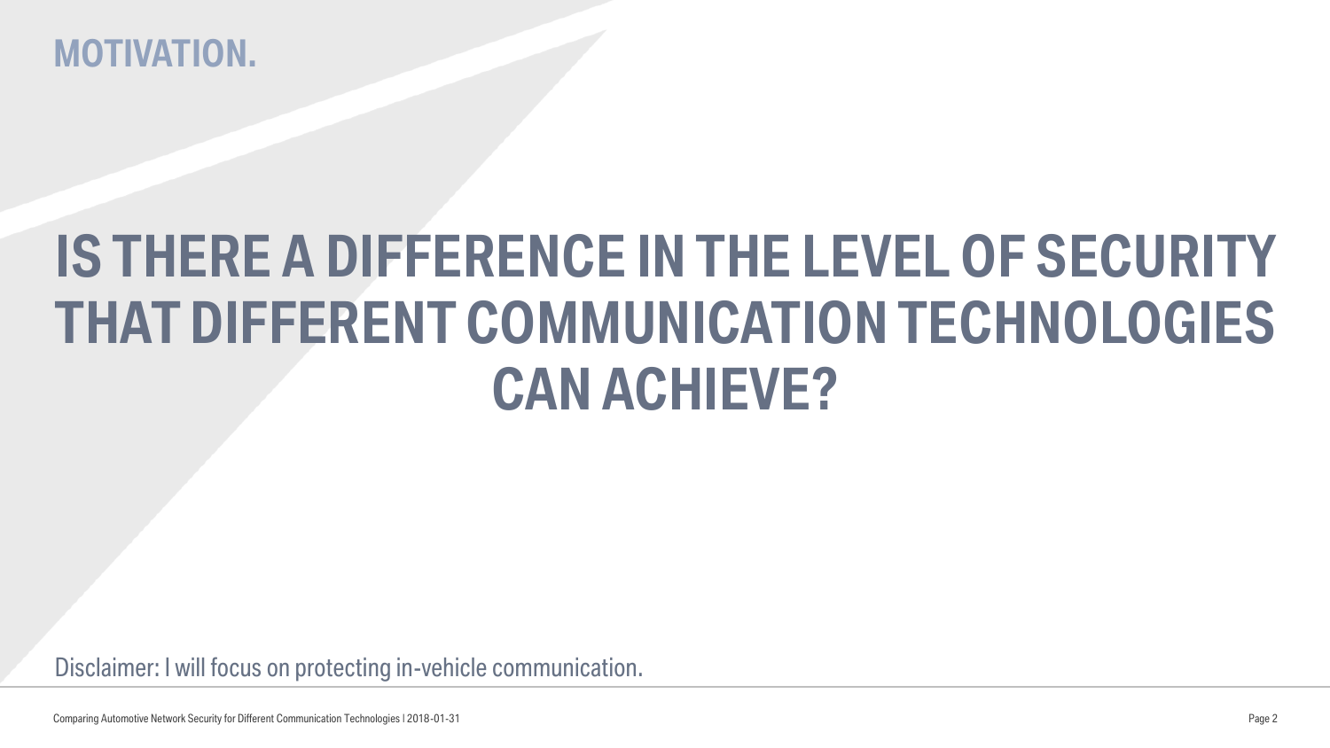# MOTIVATION.

## IS THERE A DIFFERENCE IN THE LEVEL OF SECURITY THAT DIFFERENT COMMUNICATION TECHNOLOGIES CAN ACHIEVE?

Disclaimer: I will focus on protecting in-vehicle communication.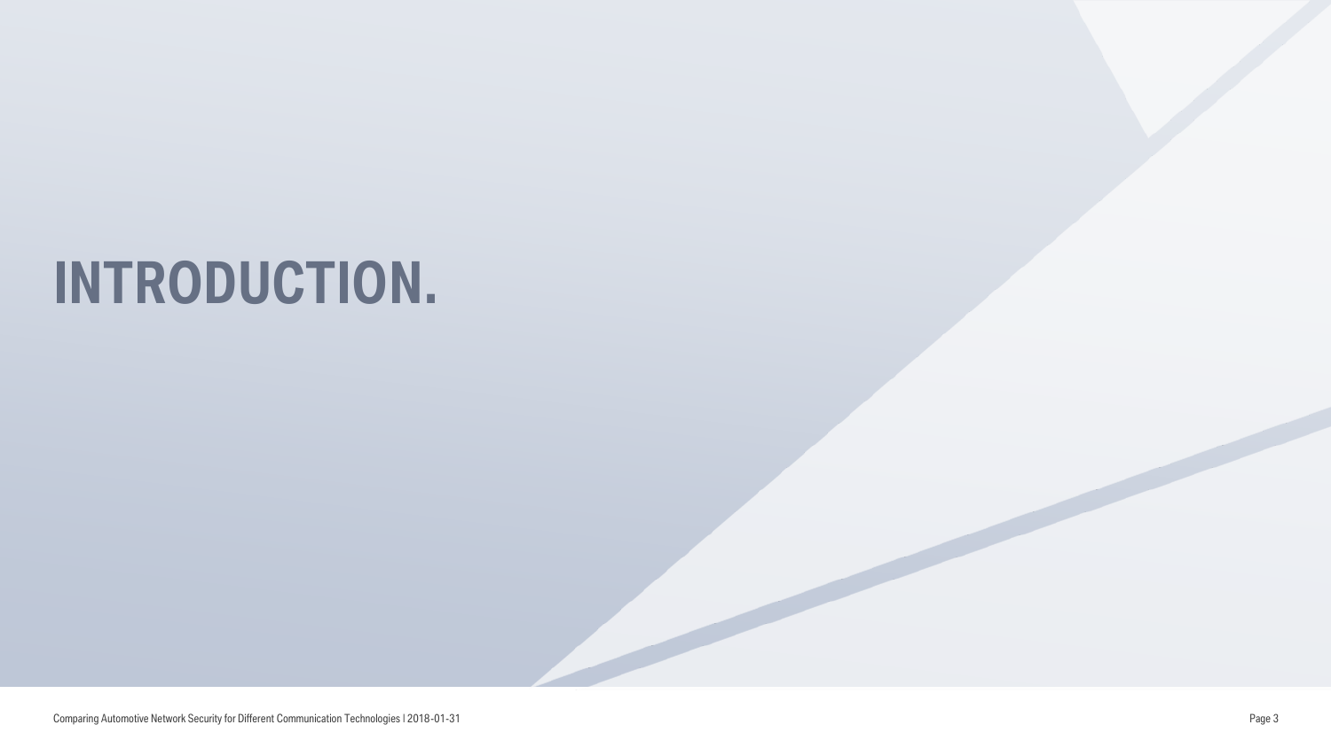# INTRODUCTION.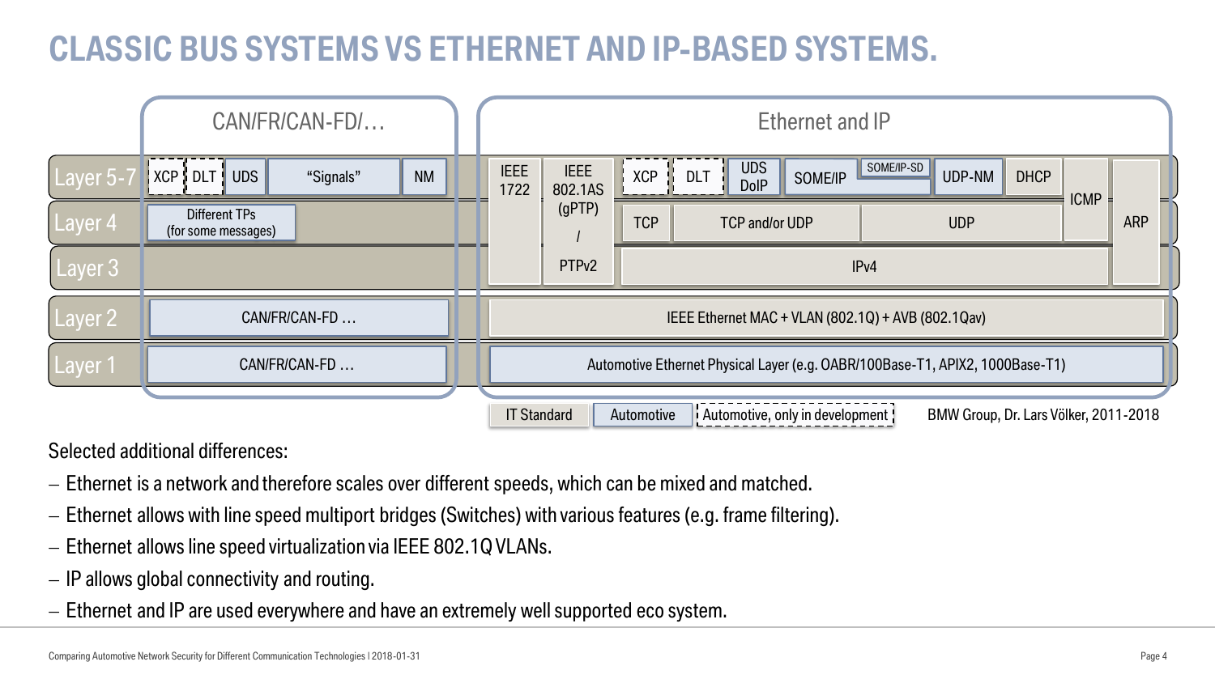# CLASSIC BUS SYSTEMS VS ETHERNET AND IP-BASED SYSTEMS.

| | CAN/FR/CAN-FD/… | Ethernet and IP |
|---|---|---|
| Layer 5-7 | XCP, DLT, UDS, "Signals", NM | IEEE 1722, IEEE 802.1AS (gPTP) / PTPv2, XCP, DLT, UDS DoIP, SOME/IP, SOME/IP-SD, UDP-NM, DHCP, ICMP, ARP |
| Layer 4 | Different TPs (for some messages) | TCP, TCP and/or UDP, UDP |
| Layer 3 | | IPv4 |
| Layer 2 | CAN/FR/CAN-FD … | IEEE Ethernet MAC + VLAN (802.1Q) + AVB (802.1Qav) |
| Layer 1 | CAN/FR/CAN-FD … | Automotive Ethernet Physical Layer (e.g. OABR/100Base-T1, APIX2, 1000Base-T1) |

Legend: IT Standard | Automotive | Automotive, only in development

BMW Group, Dr. Lars Völker, 2011-2018

Selected additional differences:

- Ethernet is a network and therefore scales over different speeds, which can be mixed and matched.
- Ethernet allows with line speed multiport bridges (Switches) with various features (e.g. frame filtering).
- Ethernet allows line speed virtualization via IEEE 802.1Q VLANs.
- IP allows global connectivity and routing.
- Ethernet and IP are used everywhere and have an extremely well supported eco system.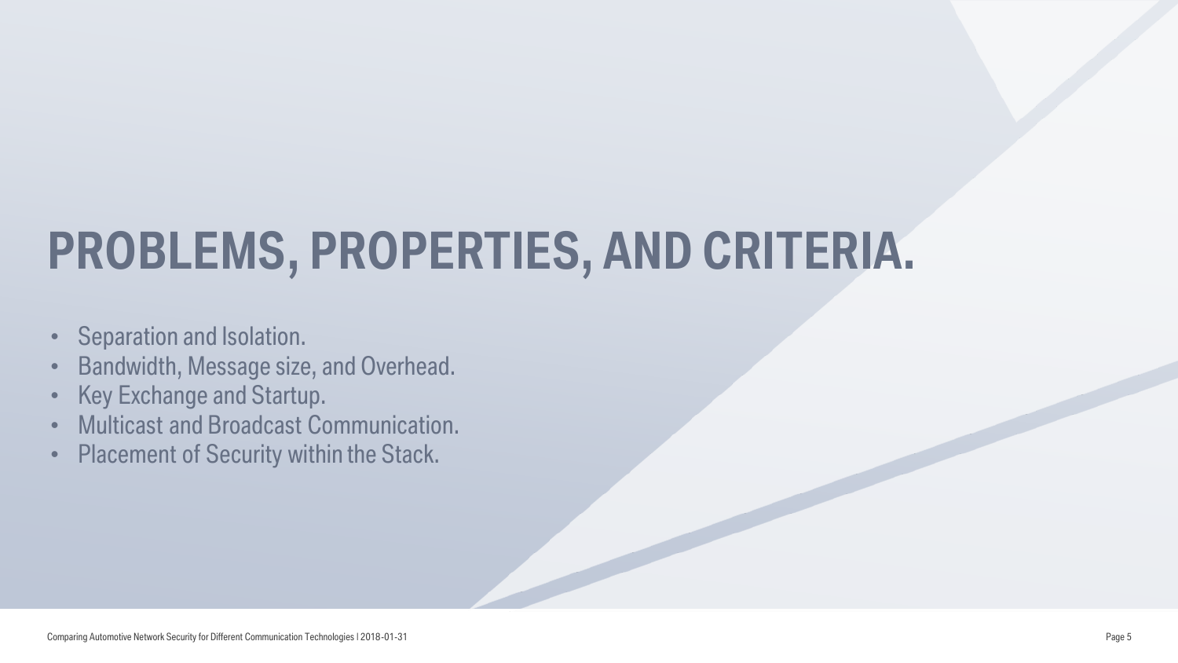# PROBLEMS, PROPERTIES, AND CRITERIA.

- Separation and Isolation.
- Bandwidth, Message size, and Overhead.
- Key Exchange and Startup.
- Multicast and Broadcast Communication.
- Placement of Security within the Stack.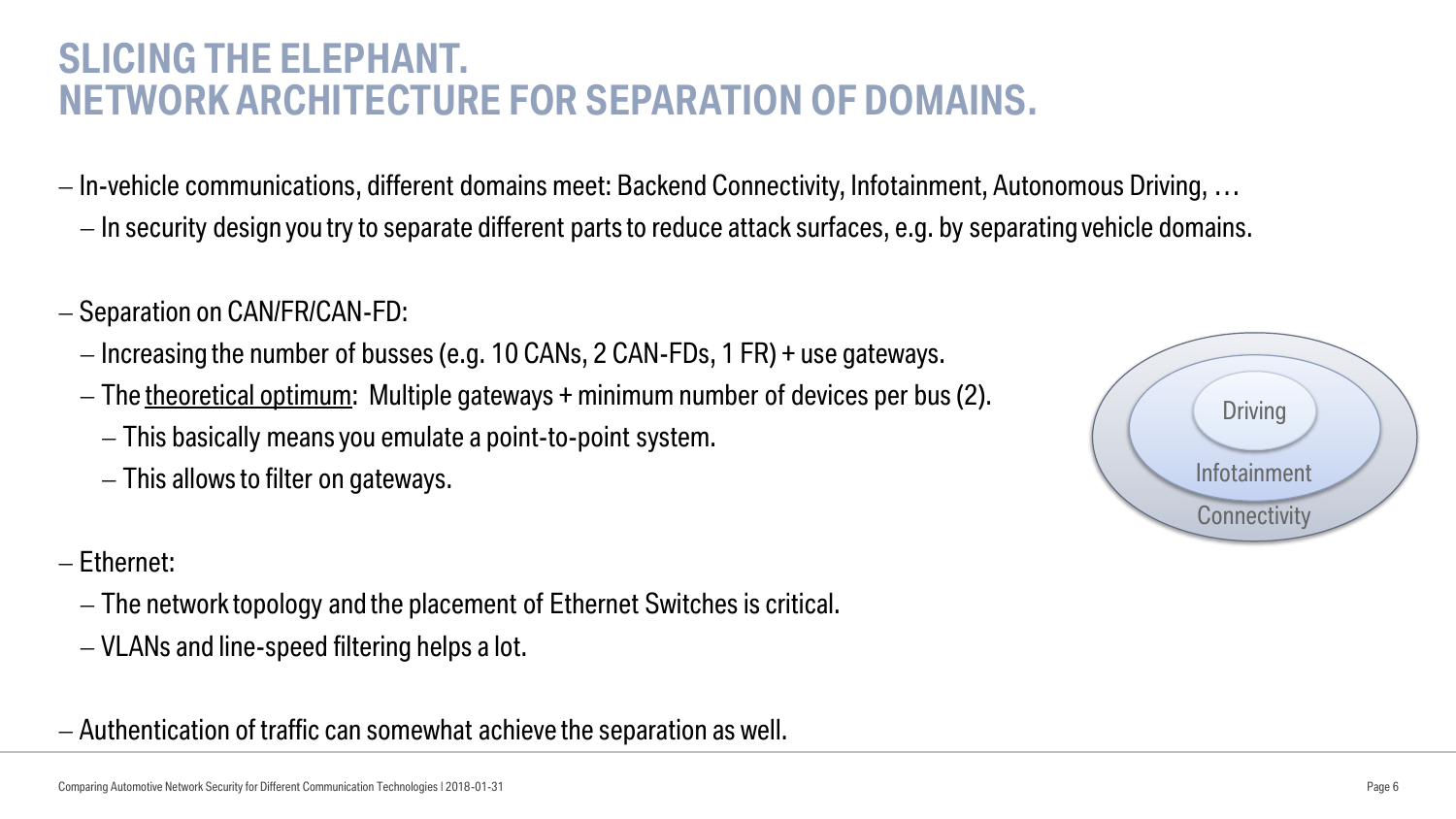# SLICING THE ELEPHANT. NETWORK ARCHITECTURE FOR SEPARATION OF DOMAINS.

- In-vehicle communications, different domains meet: Backend Connectivity, Infotainment, Autonomous Driving, …
  - In security design you try to separate different parts to reduce attack surfaces, e.g. by separating vehicle domains.
- Separation on CAN/FR/CAN-FD:
  - Increasing the number of busses (e.g. 10 CANs, 2 CAN-FDs, 1 FR) + use gateways.
  - The theoretical optimum: Multiple gateways + minimum number of devices per bus (2).
    - This basically means you emulate a point-to-point system.
    - This allows to filter on gateways.
- Ethernet:
  - The network topology and the placement of Ethernet Switches is critical.
  - VLANs and line-speed filtering helps a lot.
- Authentication of traffic can somewhat achieve the separation as well.

Driving

Infotainment

Connectivity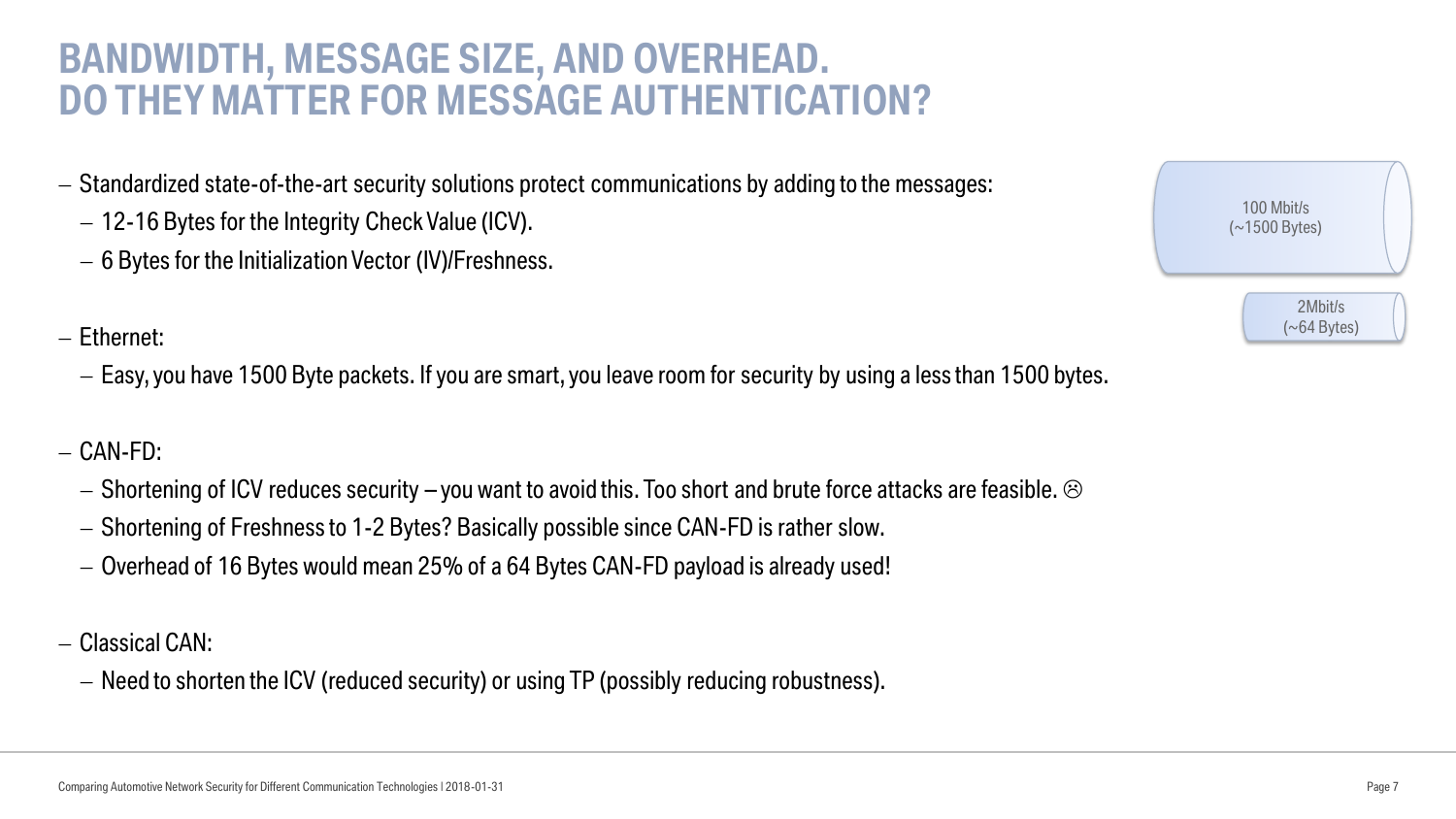# BANDWIDTH, MESSAGE SIZE, AND OVERHEAD. DO THEY MATTER FOR MESSAGE AUTHENTICATION?

- Standardized state-of-the-art security solutions protect communications by adding to the messages:
  - 12-16 Bytes for the Integrity Check Value (ICV).
  - 6 Bytes for the Initialization Vector (IV)/Freshness.
- Ethernet:
  - Easy, you have 1500 Byte packets. If you are smart, you leave room for security by using a less than 1500 bytes.
- CAN-FD:
  - Shortening of ICV reduces security – you want to avoid this. Too short and brute force attacks are feasible. ☹
  - Shortening of Freshness to 1-2 Bytes? Basically possible since CAN-FD is rather slow.
  - Overhead of 16 Bytes would mean 25% of a 64 Bytes CAN-FD payload is already used!
- Classical CAN:
  - Need to shorten the ICV (reduced security) or using TP (possibly reducing robustness).

100 Mbit/s
(~1500 Bytes)

2Mbit/s
(~64 Bytes)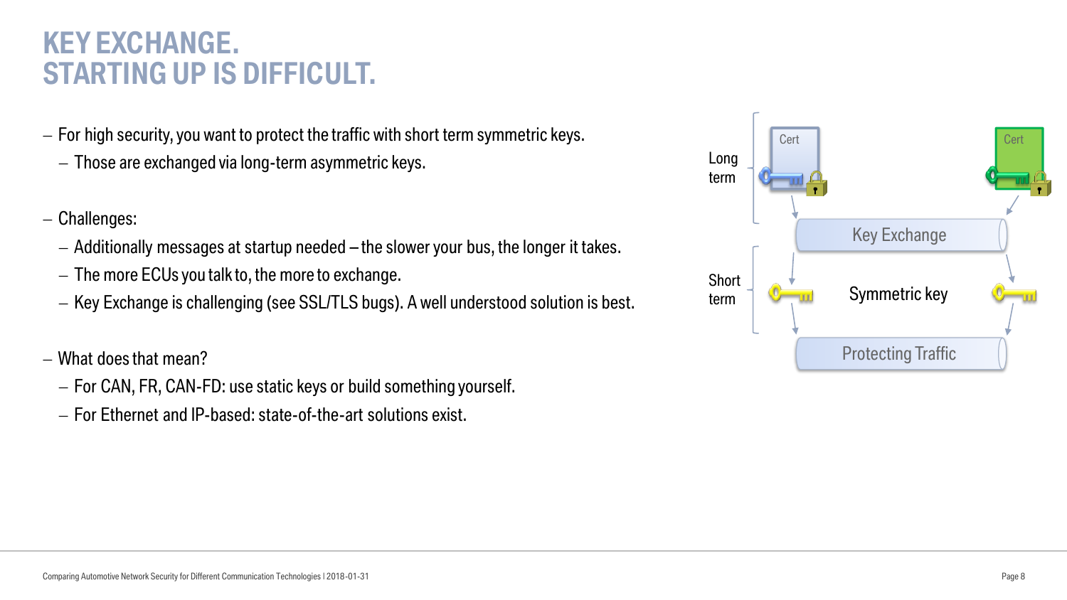# KEY EXCHANGE. STARTING UP IS DIFFICULT.

- For high security, you want to protect the traffic with short term symmetric keys.
  - Those are exchanged via long-term asymmetric keys.

- Challenges:
  - Additionally messages at startup needed – the slower your bus, the longer it takes.
  - The more ECUs you talk to, the more to exchange.
  - Key Exchange is challenging (see SSL/TLS bugs). A well understood solution is best.

- What does that mean?
  - For CAN, FR, CAN-FD: use static keys or build something yourself.
  - For Ethernet and IP-based: state-of-the-art solutions exist.

Long term — Cert — Cert

Key Exchange

Short term — Symmetric key

Protecting Traffic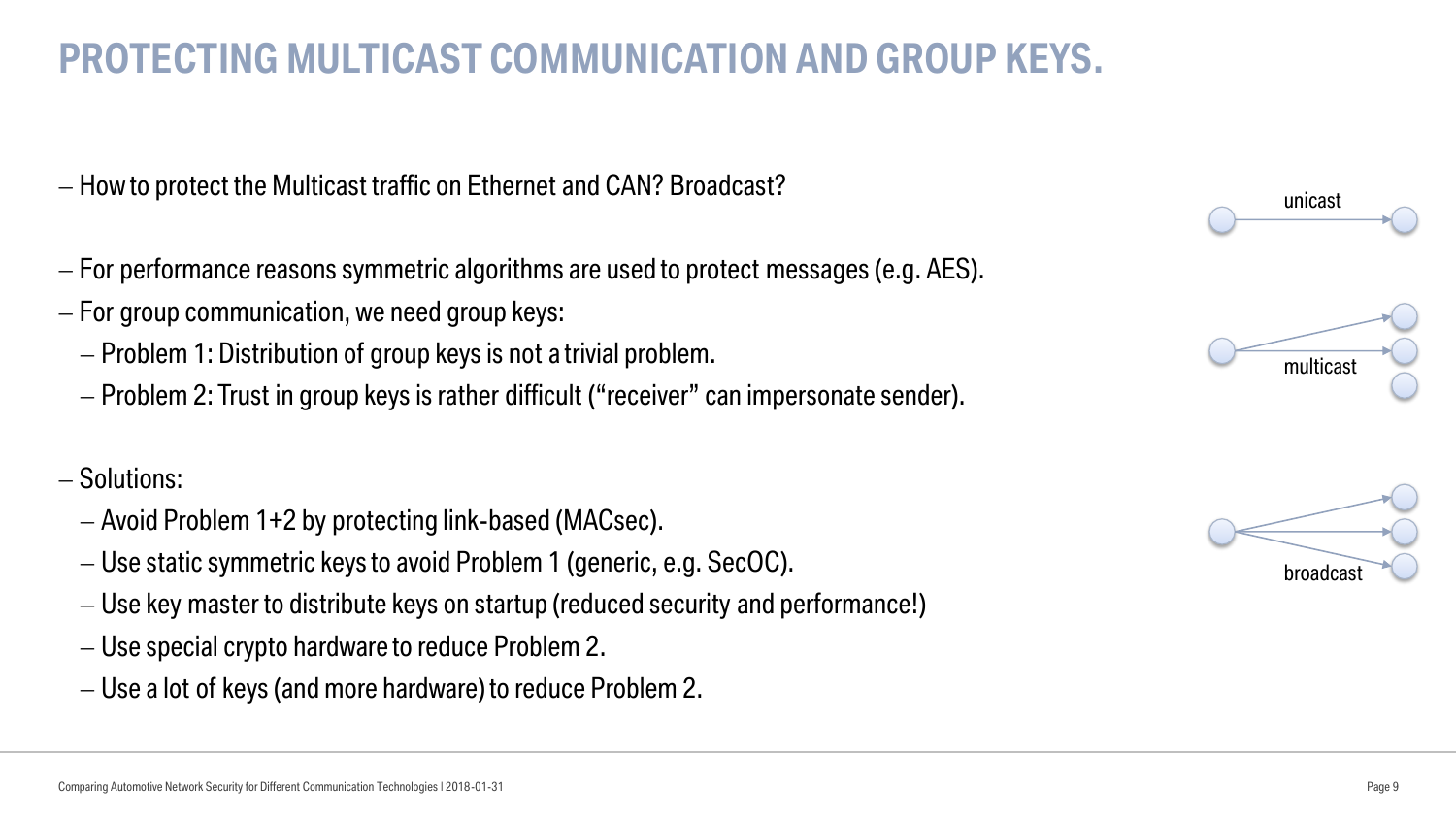# PROTECTING MULTICAST COMMUNICATION AND GROUP KEYS.

- How to protect the Multicast traffic on Ethernet and CAN? Broadcast?

- For performance reasons symmetric algorithms are used to protect messages (e.g. AES).
- For group communication, we need group keys:
  - Problem 1: Distribution of group keys is not a trivial problem.
  - Problem 2: Trust in group keys is rather difficult ("receiver" can impersonate sender).

- Solutions:
  - Avoid Problem 1+2 by protecting link-based (MACsec).
  - Use static symmetric keys to avoid Problem 1 (generic, e.g. SecOC).
  - Use key master to distribute keys on startup (reduced security and performance!)
  - Use special crypto hardware to reduce Problem 2.
  - Use a lot of keys (and more hardware) to reduce Problem 2.

unicast

multicast

broadcast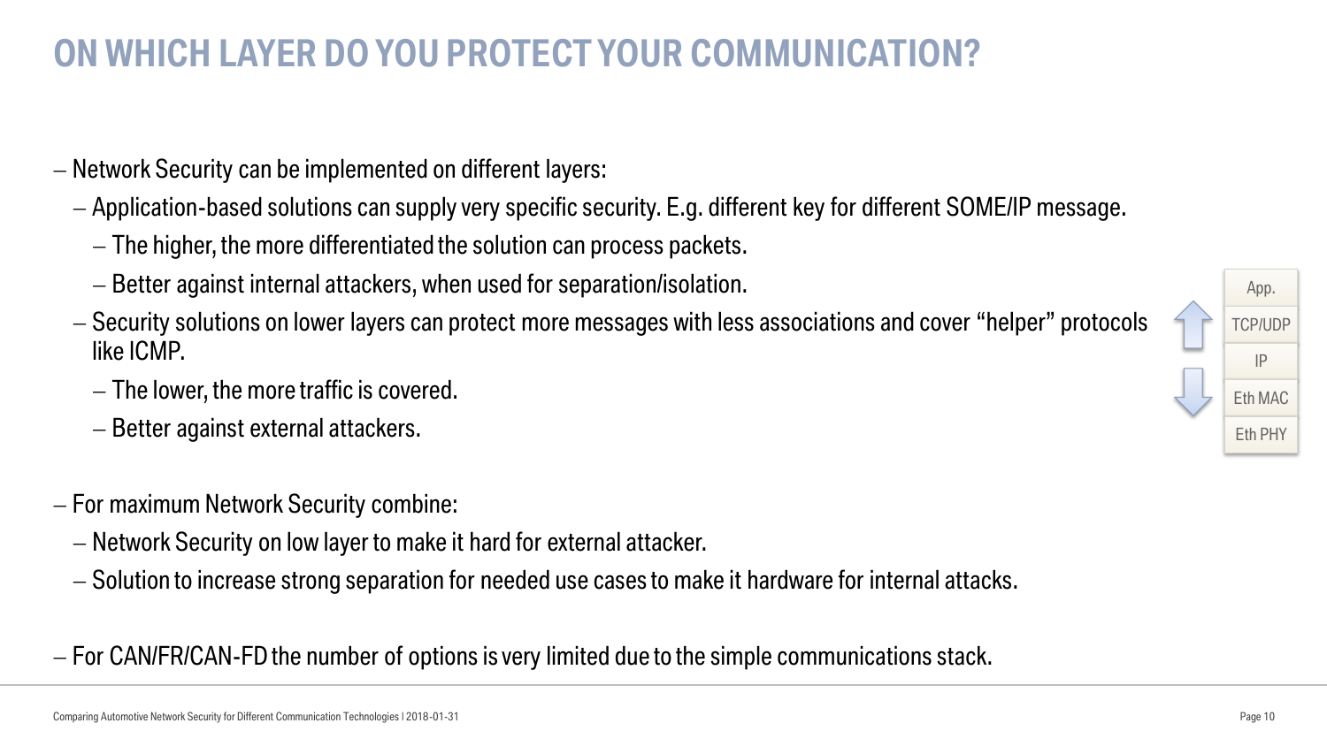# ON WHICH LAYER DO YOU PROTECT YOUR COMMUNICATION?

- Network Security can be implemented on different layers:
  - Application-based solutions can supply very specific security. E.g. different key for different SOME/IP message.
    - The higher, the more differentiated the solution can process packets.
    - Better against internal attackers, when used for separation/isolation.
  - Security solutions on lower layers can protect more messages with less associations and cover "helper" protocols like ICMP.
    - The lower, the more traffic is covered.
    - Better against external attackers.

| App. |
|---|
| TCP/UDP |
| IP |
| Eth MAC |
| Eth PHY |

- For maximum Network Security combine:
  - Network Security on low layer to make it hard for external attacker.
  - Solution to increase strong separation for needed use cases to make it hardware for internal attacks.

- For CAN/FR/CAN-FD the number of options is very limited due to the simple communications stack.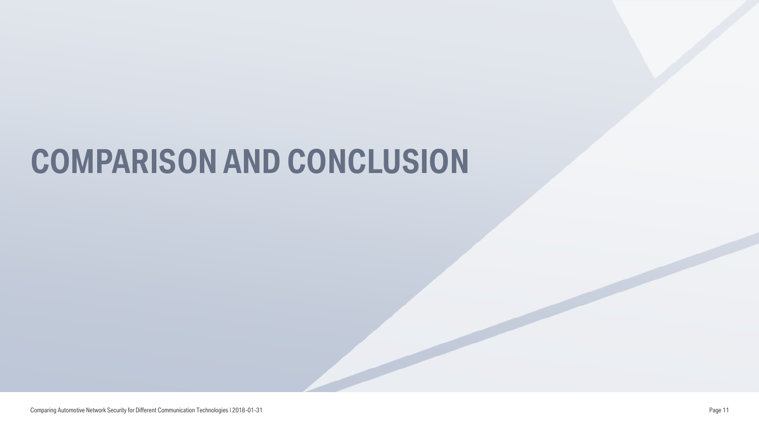# COMPARISON AND CONCLUSION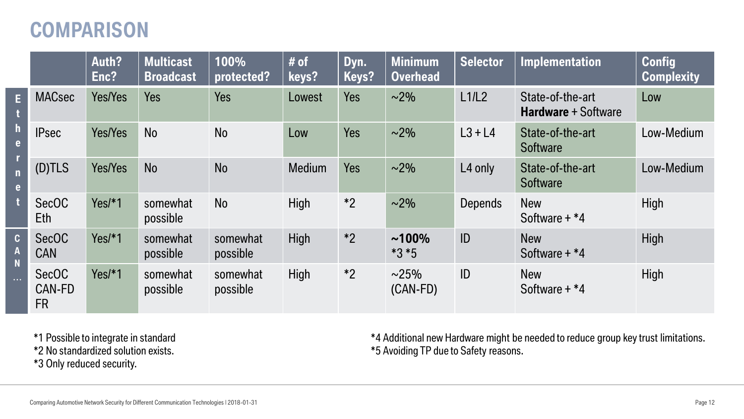# COMPARISON

| | | Auth? Enc? | Multicast Broadcast | 100% protected? | # of keys? | Dyn. Keys? | Minimum Overhead | Selector | Implementation | Config Complexity |
|---|---|---|---|---|---|---|---|---|---|---|
| Ethernet | MACsec | Yes/Yes | Yes | Yes | Lowest | Yes | ~2% | L1/L2 | State-of-the-art **Hardware** + Software | Low |
| | IPsec | Yes/Yes | No | No | Low | Yes | ~2% | L3 + L4 | State-of-the-art Software | Low-Medium |
| | (D)TLS | Yes/Yes | No | No | Medium | Yes | ~2% | L4 only | State-of-the-art Software | Low-Medium |
| | SecOC Eth | Yes/*1 | somewhat possible | No | High | *2 | ~2% | Depends | New Software + *4 | High |
| CAN … | SecOC CAN | Yes/*1 | somewhat possible | somewhat possible | High | *2 | **~100%** *3 *5 | ID | New Software + *4 | High |
| | SecOC CAN-FD FR | Yes/*1 | somewhat possible | somewhat possible | High | *2 | ~25% (CAN-FD) | ID | New Software + *4 | High |

*1 Possible to integrate in standard
*2 No standardized solution exists.
*3 Only reduced security.

*4 Additional new Hardware might be needed to reduce group key trust limitations.
*5 Avoiding TP due to Safety reasons.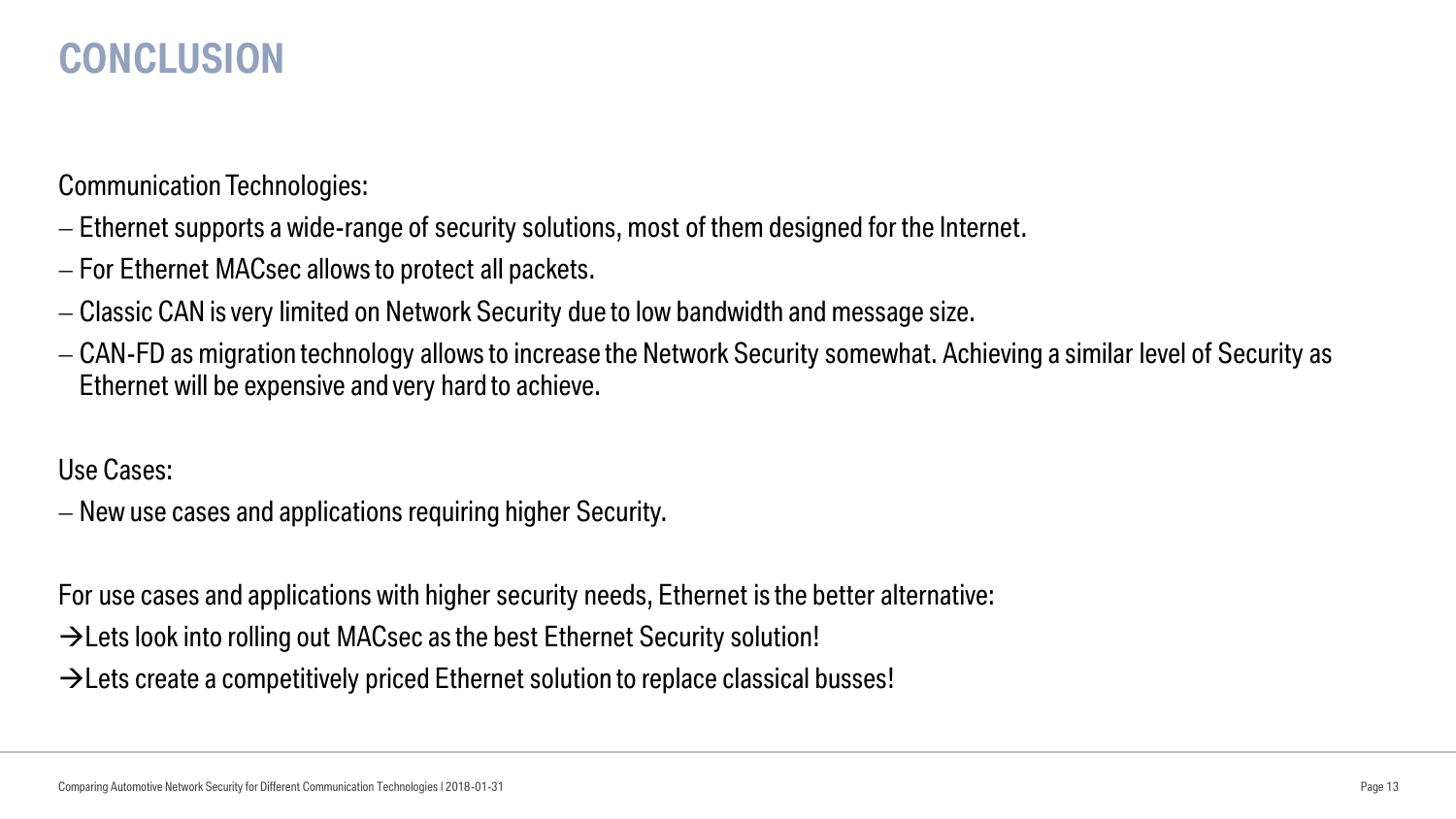# CONCLUSION

Communication Technologies:

- Ethernet supports a wide-range of security solutions, most of them designed for the Internet.
- For Ethernet MACsec allows to protect all packets.
- Classic CAN is very limited on Network Security due to low bandwidth and message size.
- CAN-FD as migration technology allows to increase the Network Security somewhat. Achieving a similar level of Security as Ethernet will be expensive and very hard to achieve.

Use Cases:

- New use cases and applications requiring higher Security.

For use cases and applications with higher security needs, Ethernet is the better alternative:

→Lets look into rolling out MACsec as the best Ethernet Security solution!

→Lets create a competitively priced Ethernet solution to replace classical busses!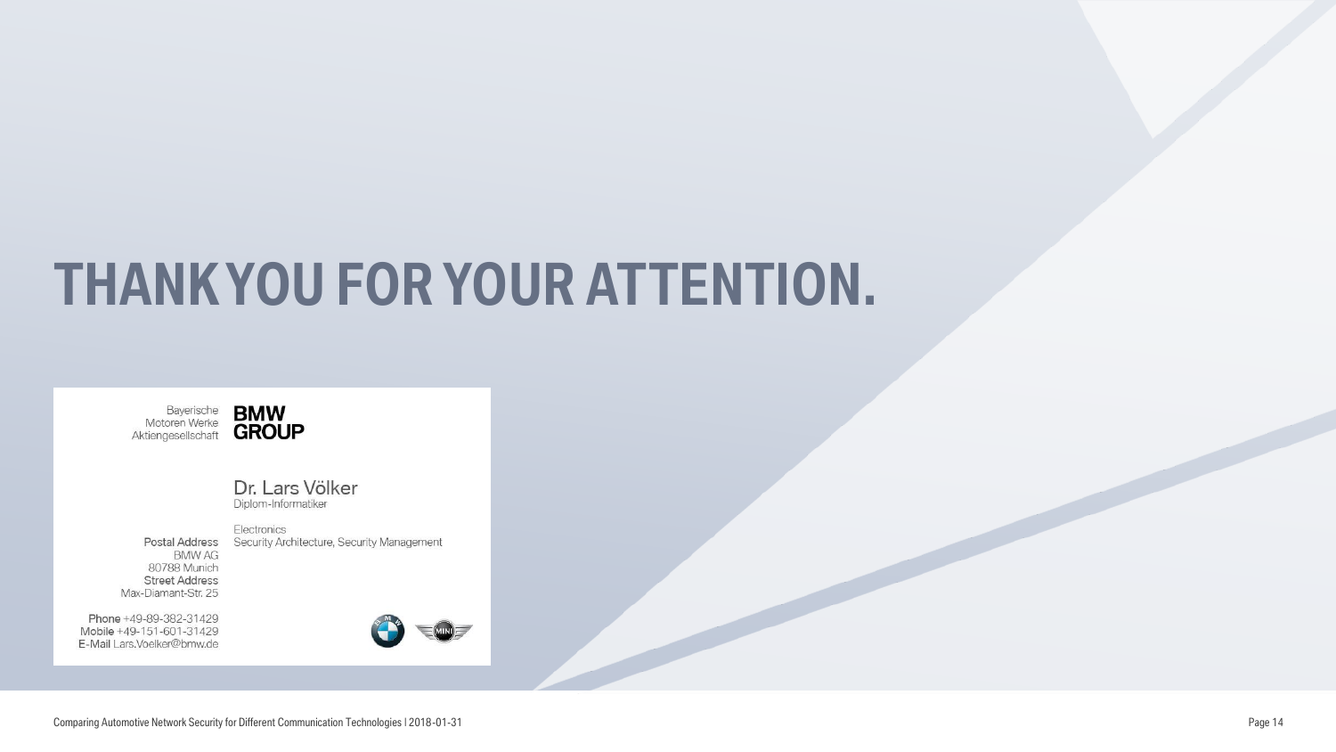# THANK YOU FOR YOUR ATTENTION.

Bayerische Motoren Werke Aktiengesellschaft **BMW GROUP**

Dr. Lars Völker
Diplom-Informatiker

Electronics
Security Architecture, Security Management

Postal Address
BMW AG
80788 Munich

Street Address
Max-Diamant-Str. 25

Phone +49-89-382-31429
Mobile +49-151-601-31429
E-Mail Lars.Voelker@bmw.de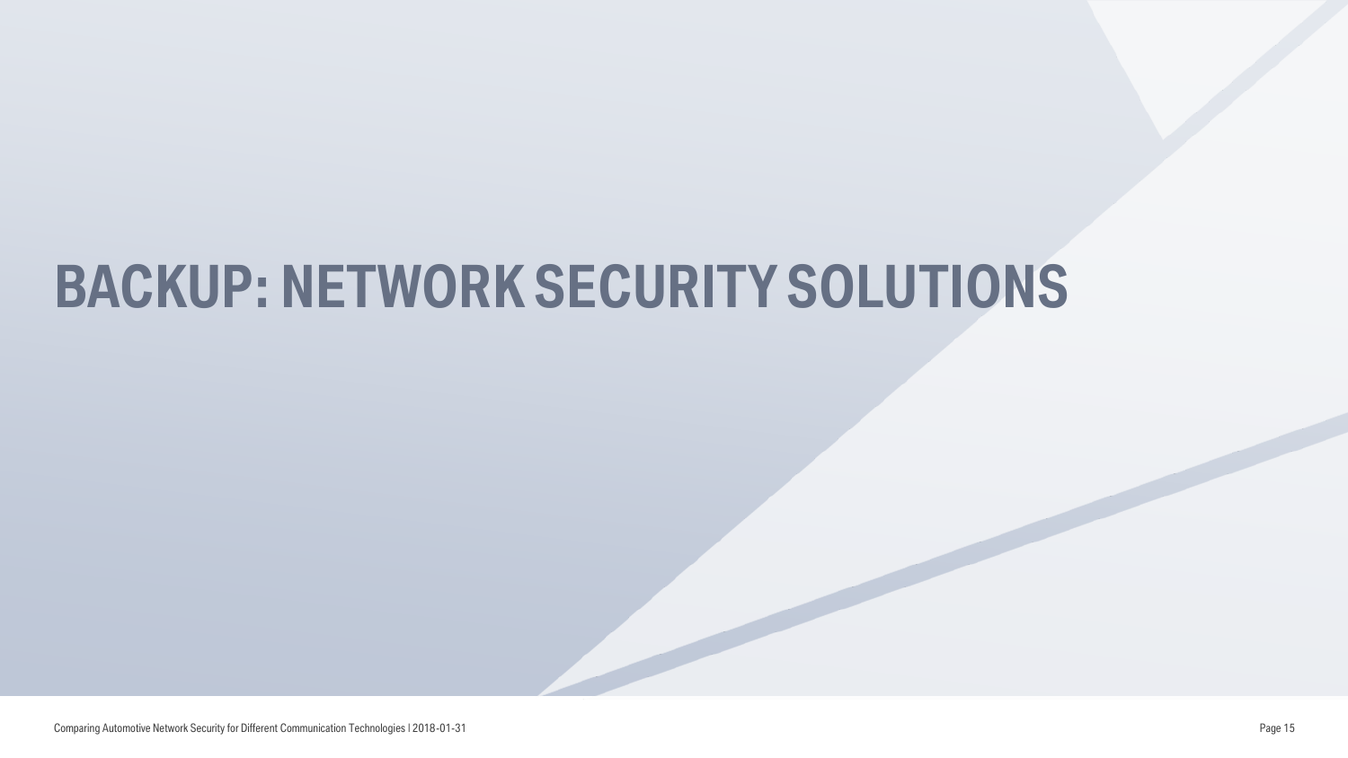# BACKUP: NETWORK SECURITY SOLUTIONS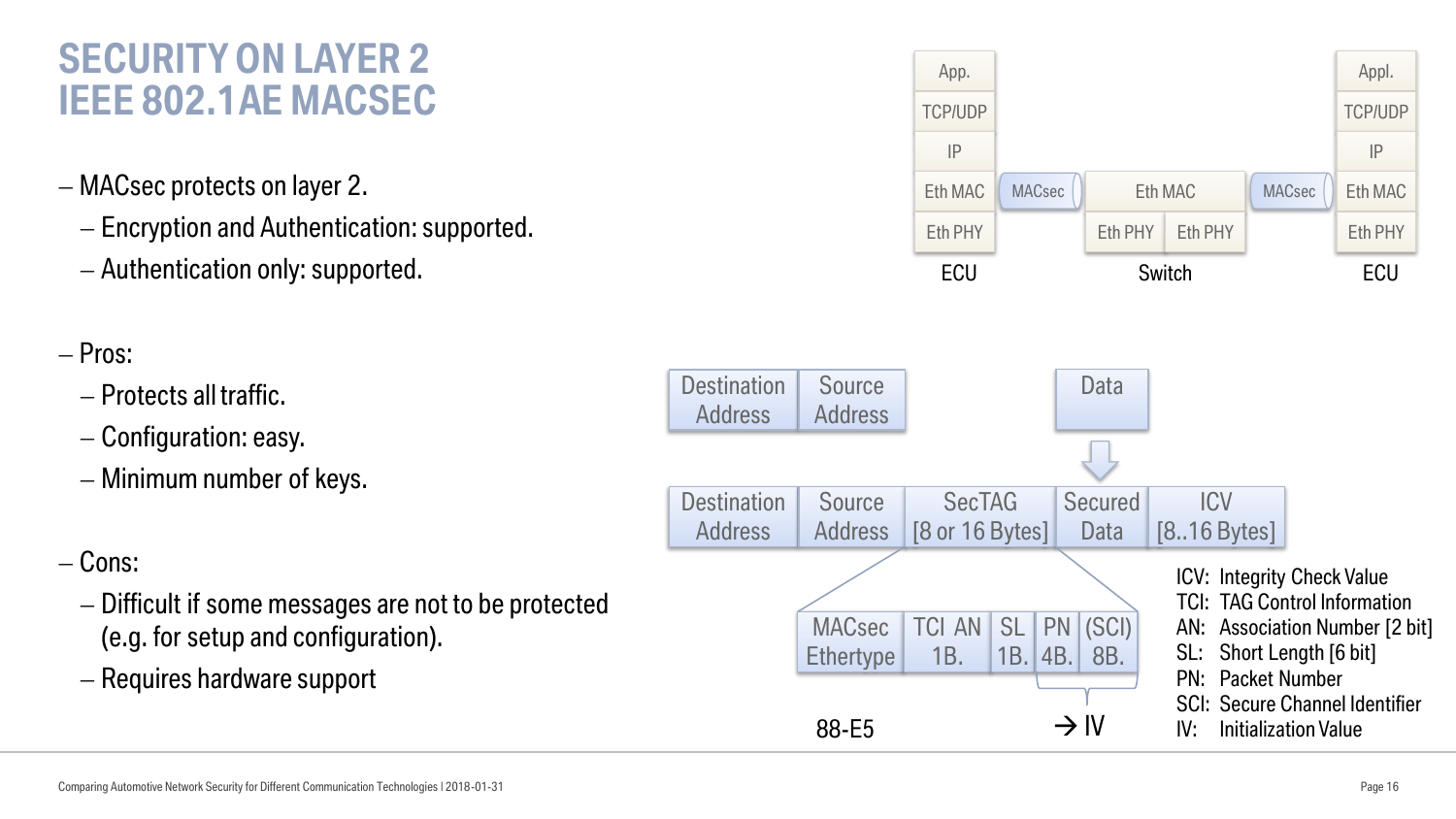# SECURITY ON LAYER 2
# IEEE 802.1AE MACSEC

- MACsec protects on layer 2.
  - Encryption and Authentication: supported.
  - Authentication only: supported.

- Pros:
  - Protects all traffic.
  - Configuration: easy.
  - Minimum number of keys.

- Cons:
  - Difficult if some messages are not to be protected (e.g. for setup and configuration).
  - Requires hardware support

| ECU | | Switch | | ECU |
|---|---|---|---|---|
| App. | | | | Appl. |
| TCP/UDP | | | | TCP/UDP |
| IP | | | | IP |
| Eth MAC | MACsec | Eth MAC | MACsec | Eth MAC |
| Eth PHY | | Eth PHY / Eth PHY | | Eth PHY |

| Destination Address | Source Address | | Data | |
|---|---|---|---|---|
| Destination Address | Source Address | SecTAG [8 or 16 Bytes] | Secured Data | ICV [8..16 Bytes] |

SecTAG:

| MACsec Ethertype | TCI AN 1B. | SL 1B. | PN 4B. | (SCI) 8B. |
|---|---|---|---|---|

MACsec Ethertype: 88-E5; PN + (SCI) → IV

ICV: Integrity Check Value
TCI: TAG Control Information
AN: Association Number [2 bit]
SL: Short Length [6 bit]
PN: Packet Number
SCI: Secure Channel Identifier
IV: Initialization Value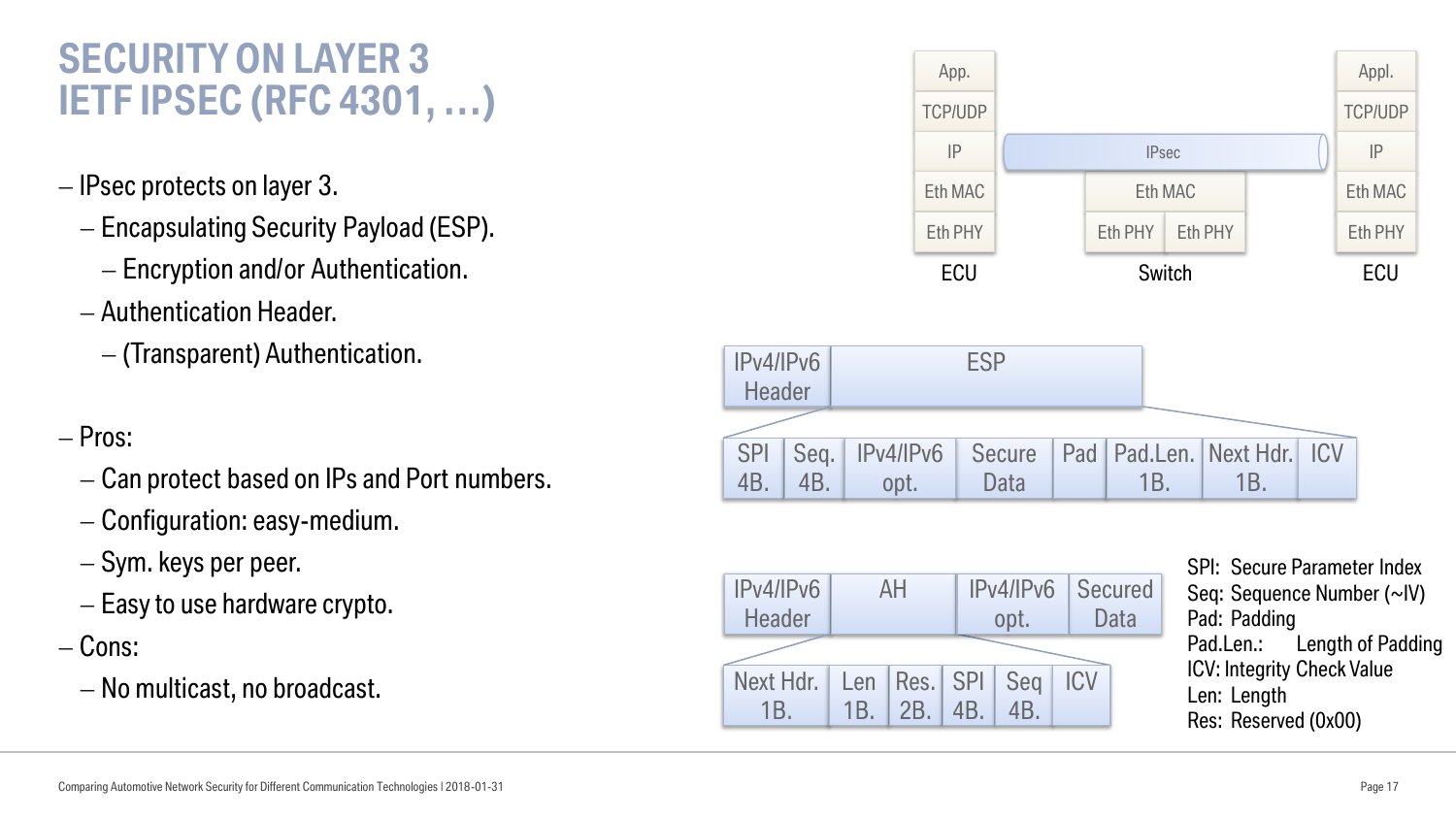# SECURITY ON LAYER 3
# IETF IPSEC (RFC 4301, …)

- IPsec protects on layer 3.
  - Encapsulating Security Payload (ESP).
    - Encryption and/or Authentication.
  - Authentication Header.
    - (Transparent) Authentication.

- Pros:
  - Can protect based on IPs and Port numbers.
  - Configuration: easy-medium.
  - Sym. keys per peer.
  - Easy to use hardware crypto.
- Cons:
  - No multicast, no broadcast.

| ECU | Switch | | ECU |
|---|---|---|---|
| App. | | | Appl. |
| TCP/UDP | | | TCP/UDP |
| IP | IPsec | | IP |
| Eth MAC | Eth MAC | | Eth MAC |
| Eth PHY | Eth PHY | Eth PHY | Eth PHY |

| IPv4/IPv6 Header | ESP |
|---|---|

| SPI 4B. | Seq. 4B. | IPv4/IPv6 opt. | Secure Data | Pad | Pad.Len. 1B. | Next Hdr. 1B. | ICV |
|---|---|---|---|---|---|---|---|

| IPv4/IPv6 Header | AH | IPv4/IPv6 opt. | Secured Data |
|---|---|---|---|

| Next Hdr. 1B. | Len 1B. | Res. 2B. | SPI 4B. | Seq 4B. | ICV |
|---|---|---|---|---|---|

SPI: Secure Parameter Index
Seq: Sequence Number (~IV)
Pad: Padding
Pad.Len.: Length of Padding
ICV: Integrity Check Value
Len: Length
Res: Reserved (0x00)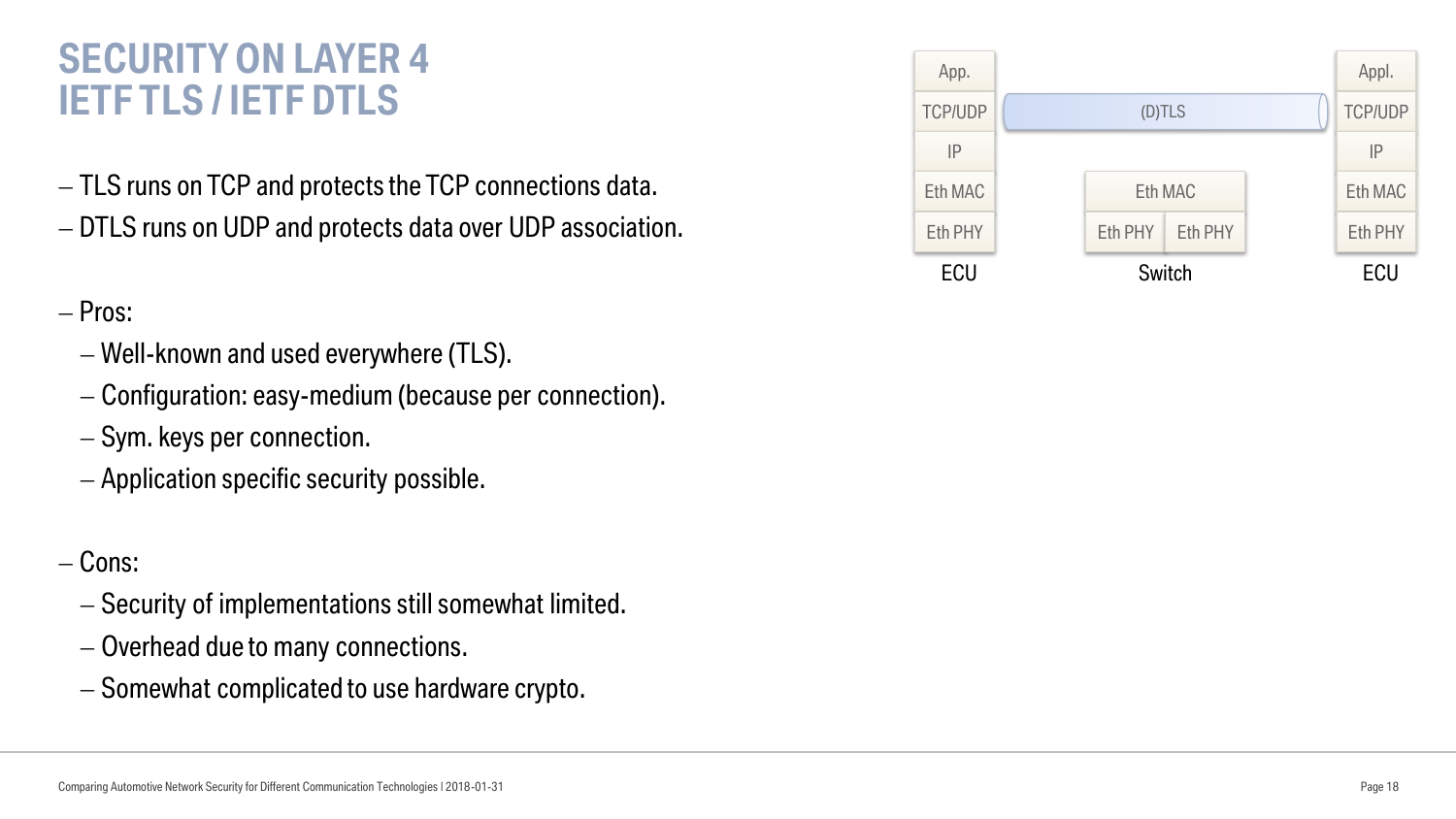# SECURITY ON LAYER 4
# IETF TLS / IETF DTLS

- TLS runs on TCP and protects the TCP connections data.
- DTLS runs on UDP and protects data over UDP association.

- Pros:
  - Well-known and used everywhere (TLS).
  - Configuration: easy-medium (because per connection).
  - Sym. keys per connection.
  - Application specific security possible.

- Cons:
  - Security of implementations still somewhat limited.
  - Overhead due to many connections.
  - Somewhat complicated to use hardware crypto.

| ECU | | Switch | | ECU |
|---|---|---|---|---|
| App. | | | | Appl. |
| TCP/UDP | (D)TLS | | | TCP/UDP |
| IP | | | | IP |
| Eth MAC | | Eth MAC | | Eth MAC |
| Eth PHY | | Eth PHY | Eth PHY | Eth PHY |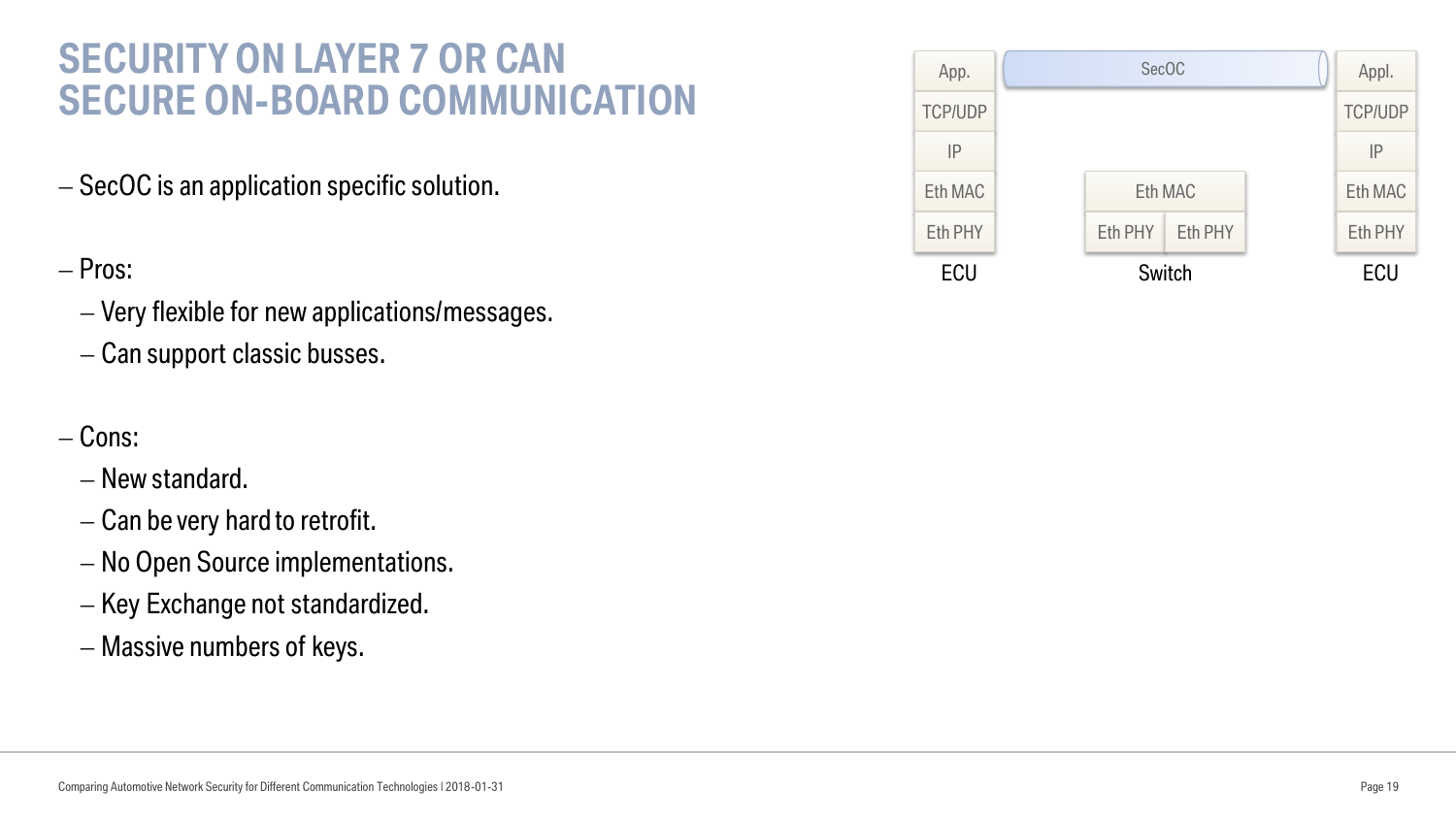# SECURITY ON LAYER 7 OR CAN SECURE ON-BOARD COMMUNICATION

- SecOC is an application specific solution.

- Pros:
  - Very flexible for new applications/messages.
  - Can support classic busses.

- Cons:
  - New standard.
  - Can be very hard to retrofit.
  - No Open Source implementations.
  - Key Exchange not standardized.
  - Massive numbers of keys.

App.
TCP/UDP
IP
Eth MAC
Eth PHY
ECU

SecOC

Eth MAC
Eth PHY
Eth PHY
Switch

Appl.
TCP/UDP
IP
Eth MAC
Eth PHY
ECU